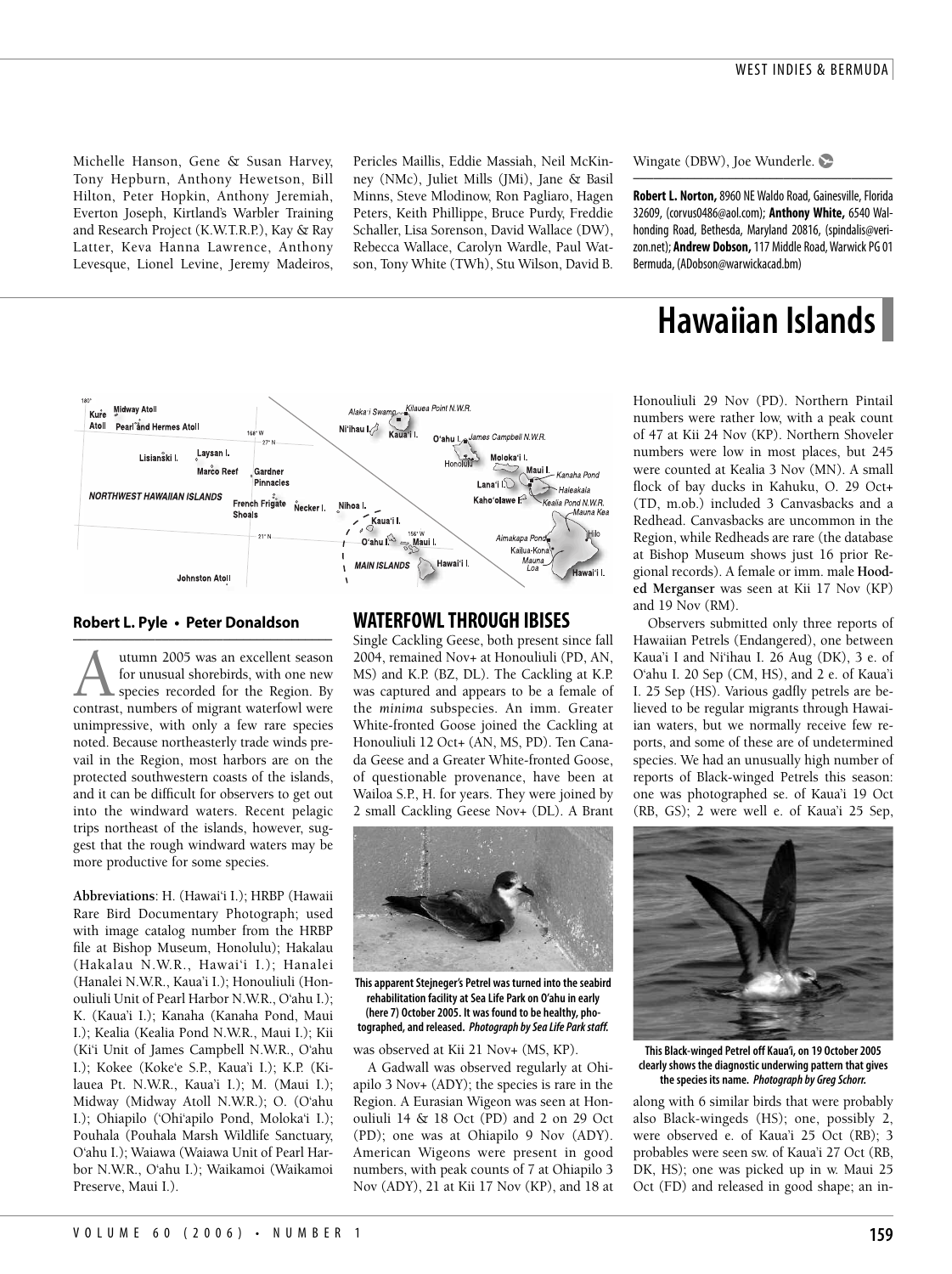Michelle Hanson, Gene & Susan Harvey, Tony Hepburn, Anthony Hewetson, Bill Hilton, Peter Hopkin, Anthony Jeremiah, Everton Joseph, Kirtland's Warbler Training and Research Project (K.W.T.R.P.), Kay & Ray Latter, Keva Hanna Lawrence, Anthony Levesque, Lionel Levine, Jeremy Madeiros, Pericles Maillis, Eddie Massiah, Neil McKinney (NMc), Juliet Mills (JMi), Jane & Basil Minns, Steve Mlodinow, Ron Pagliaro, Hagen Peters, Keith Phillippe, Bruce Purdy, Freddie Schaller, Lisa Sorenson, David Wallace (DW), Rebecca Wallace, Carolyn Wardle, Paul Watson, Tony White (TWh), Stu Wilson, David B. Wingate (DBW), Joe Wunderle.

**Robert L. Norton,** 8960 NE Waldo Road, Gainesville, Florida 32609, (corvus0486@aol.com); **Anthony White,** 6540 Walhonding Road, Bethesda, Maryland 20816, (spindalis@verizon.net); **Andrew Dobson,** 117 Middle Road, Warwick PG 01 Bermuda, (ADobson@warwickacad.bm)

# Hawaiian Islands

**Robert L. Pyle • Peter Donaldson**

Autumn 2005 was an excellent season for unusual shorebirds, with one new species recorded for the Region. By contrast, numbers of migrant waterfowl were unimpressive, with only a few rare species noted. Because northeasterly trade winds prevail in the Region, most harbors are on the protected southwestern coasts of the islands, and it can be difficult for observers to get out into the windward waters. Recent pelagic trips northeast of the islands, however, suggest that the rough windward waters may be more productive for some species.

**Abbreviations**: H. (Hawai'i I.); HRBP (Hawaii Rare Bird Documentary Photograph; used with image catalog number from the HRBP file at Bishop Museum, Honolulu); Hakalau (Hakalau N.W.R., Hawai'i I.); Hanalei (Hanalei N.W.R., Kaua'i I.); Honouliuli (Honouliuli Unit of Pearl Harbor N.W.R., O'ahu I.); K. (Kaua'i I.); Kanaha (Kanaha Pond, Maui I.); Kealia (Kealia Pond N.W.R., Maui I.); Kii (Ki'i Unit of James Campbell N.W.R., O'ahu I.); Kokee (Koke'e S.P., Kaua'i I.); K.P. (Kilauea Pt. N.W.R., Kaua'i I.); M. (Maui I.); Midway (Midway Atoll N.W.R.); O. (O'ahu I.); Ohiapilo ('Ohi'apilo Pond, Moloka'i I.); Pouhala (Pouhala Marsh Wildlife Sanctuary, O'ahu I.); Waiawa (Waiawa Unit of Pearl Harbor N.W.R., O'ahu I.); Waikamoi (Waikamoi Preserve, Maui I.).

## WATERFOWL THROUGH IBISES

Single Cackling Geese, both present since fall 2004, remained Nov+ at Honouliuli (PD, AN, MS) and K.P. (BZ, DL). The Cackling at K.P. was captured and appears to be a female of the *minima* subspecies. An imm. Greater White-fronted Goose joined the Cackling at Honouliuli 12 Oct+ (AN, MS, PD). Ten Canada Geese and a Greater White-fronted Goose, of questionable provenance, have been at Wailoa S.P., H. for years. They were joined by 2 small Cackling Geese Nov+ (DL). A Brant was observed at Kii 21 Nov+ (MS, KP).

This apparent Stejneger's Petrel was turned into the seabird rehabilitation facility at Sea Life Park on O'ahu in early (here 7) October 2005. It was found to be healthy, photographed, and released. *Photograph by Sea Life Park staff.*

A Gadwall was observed regularly at Ohiapilo 3 Nov+ (ADY); the species is rare in the Region. A Eurasian Wigeon was seen at Honouliuli 14 & 18 Oct (PD) and 2 on 29 Oct (PD); one was at Ohiapilo 9 Nov (ADY). American Wigeons were present in good numbers, with peak counts of 7 at Ohiapilo 3 Nov (ADY), 21 at Kii 17 Nov (KP), and 18 at Honouliuli 29 Nov (PD). Northern Pintail numbers were rather low, with a peak count of 47 at Kii 24 Nov (KP). Northern Shoveler numbers were low in most places, but 245 were counted at Kealia 3 Nov (MN). A small flock of bay ducks in Kahuku, O. 29 Oct+ (TD, m.ob.) included 3 Canvasbacks and a Redhead. Canvasbacks are uncommon in the Region, while Redheads are rare (the database at Bishop Museum shows just 16 prior Regional records). A female or imm. male **Hooded Merganser** was seen at Kii 17 Nov (KP) and 19 Nov (RM).

Observers submitted only three reports of Hawaiian Petrels (Endangered), one between Kaua'i I and Ni'ihau I. 26 Aug (DK), 3 e. of O'ahu I. 20 Sep (CM, HS), and 2 e. of Kaua'i I. 25 Sep (HS). Various gadfly petrels are believed to be regular migrants through Hawaiian waters, but we normally receive few reports, and some of these are of undetermined species. We had an unusually high number of reports of Black-winged Petrels this season: one was photographed se. of Kaua'i 19 Oct (RB, GS); 2 were well e. of Kaua'i 25 Sep, along with 6 similar birds that were probably also Black-wingeds (HS); one, possibly 2, were observed e. of Kaua'i 25 Oct (RB); 3 probables were seen sw. of Kaua'i 27 Oct (RB, DK, HS); one was picked up in w. Maui 25 Oct (FD) and released in good shape; an in-

This Black-winged Petrel off Kaua'i, on 19 October 2005 clearly shows the diagnostic underwing pattern that gives the species its name. *Photograph by Greg Schorr.*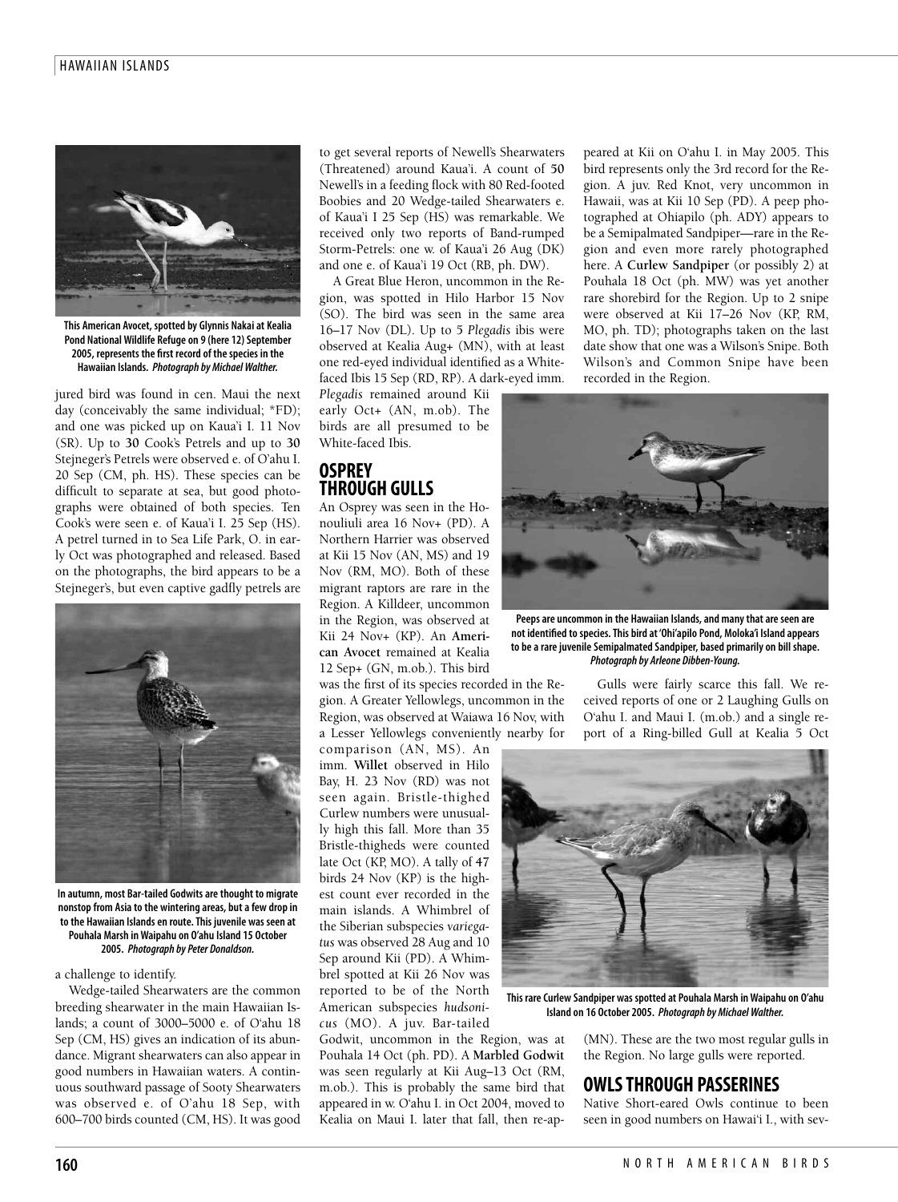This American Avocet, spotted by Glynnis Nakai at Kealia Pond National Wildlife Refuge on 9 (here 12) September 2005, represents the first record of the species in the Hawaiian Islands. *Photograph by Michael Walther.*

jured bird was found in cen. Maui the next day (conceivably the same individual; *FD); and one was picked up on Kaua'i I. 11 Nov (SR). Up to **30** Cook's Petrels and up to **30** Stejneger's Petrels were observed e. of O'ahu I. 20 Sep (CM, ph. HS). These species can be difficult to separate at sea, but good photographs were obtained of both species. Ten Cook's were seen e. of Kaua'i I. 25 Sep (HS). A petrel turned in to Sea Life Park, O. in early Oct was photographed and released. Based on the photographs, the bird appears to be a Stejneger's, but even captive gadfly petrels are a challenge to identify.

In autumn, most Bar-tailed Godwits are thought to migrate nonstop from Asia to the wintering areas, but a few drop in to the Hawaiian Islands en route. This juvenile was seen at Pouhala Marsh in Waipahu on O'ahu Island 15 October 2005. *Photograph by Peter Donaldson.*

Wedge-tailed Shearwaters are the common breeding shearwater in the main Hawaiian Islands; a count of 3000–5000 e. of O'ahu 18 Sep (CM, HS) gives an indication of its abundance. Migrant shearwaters can also appear in good numbers in Hawaiian waters. A continuous southward passage of Sooty Shearwaters was observed e. of O'ahu 18 Sep, with 600–700 birds counted (CM, HS). It was good to get several reports of Newell's Shearwaters (Threatened) around Kaua'i. A count of **50** Newell's in a feeding flock with 80 Red-footed Boobies and 20 Wedge-tailed Shearwaters e. of Kaua'i I 25 Sep (HS) was remarkable. We received only two reports of Band-rumped Storm-Petrels: one w. of Kaua'i 26 Aug (DK) and one e. of Kaua'i 19 Oct (RB, ph. DW).

A Great Blue Heron, uncommon in the Region, was spotted in Hilo Harbor 15 Nov (SO). The bird was seen in the same area 16–17 Nov (DL). Up to 5 *Plegadis* ibis were observed at Kealia Aug+ (MN), with at least one red-eyed individual identified as a White-faced Ibis 15 Sep (RD, RP). A dark-eyed imm. *Plegadis* remained around Kii early Oct+ (AN, m.ob). The birds are all presumed to be White-faced Ibis.

## OSPREY THROUGH GULLS

An Osprey was seen in the Honouliuli area 16 Nov+ (PD). A Northern Harrier was observed at Kii 15 Nov (AN, MS) and 19 Nov (RM, MO). Both of these migrant raptors are rare in the Region. A Killdeer, uncommon in the Region, was observed at Kii 24 Nov+ (KP). An **American Avocet** remained at Kealia 12 Sep+ (GN, m.ob.). This bird was the first of its species recorded in the Region. A Greater Yellowlegs, uncommon in the Region, was observed at Waiawa 16 Nov, with a Lesser Yellowlegs conveniently nearby for comparison (AN, MS). An imm. **Willet** observed in Hilo Bay, H. 23 Nov (RD) was not seen again. Bristle-thighed Curlew numbers were unusually high this fall. More than 35 Bristle-thigheds were counted late Oct (KP, MO). A tally of **47** birds 24 Nov (KP) is the highest count ever recorded in the main islands. A Whimbrel of the Siberian subspecies *variegatus* was observed 28 Aug and 10 Sep around Kii (PD). A Whimbrel spotted at Kii 26 Nov was reported to be of the North American subspecies *hudsonicus* (MO). A juv. Bar-tailed Godwit, uncommon in the Region, was at Pouhala 14 Oct (ph. PD). A **Marbled Godwit** was seen regularly at Kii Aug–13 Oct (RM, m.ob.). This is probably the same bird that appeared in w. O'ahu I. in Oct 2004, moved to Kealia on Maui I. later that fall, then re-appeared at Kii on O'ahu I. in May 2005. This bird represents only the 3rd record for the Region. A juv. Red Knot, very uncommon in Hawaii, was at Kii 10 Sep (PD). A peep photographed at Ohiapilo (ph. ADY) appears to be a Semipalmated Sandpiper—rare in the Region and even more rarely photographed here. A **Curlew Sandpiper** (or possibly 2) at Pouhala 18 Oct (ph. MW) was yet another rare shorebird for the Region. Up to 2 snipe were observed at Kii 17–26 Nov (KP, RM, MO, ph. TD); photographs taken on the last date show that one was a Wilson's Snipe. Both Wilson's and Common Snipe have been recorded in the Region.

Peeps are uncommon in the Hawaiian Islands, and many that are seen are not identified to species. This bird at 'Ohi'apilo Pond, Moloka'i Island appears to be a rare juvenile Semipalmated Sandpiper, based primarily on bill shape. *Photograph by Arleone Dibben-Young.*

Gulls were fairly scarce this fall. We received reports of one or 2 Laughing Gulls on O'ahu I. and Maui I. (m.ob.) and a single report of a Ring-billed Gull at Kealia 5 Oct (MN). These are the two most regular gulls in the Region. No large gulls were reported.

This rare Curlew Sandpiper was spotted at Pouhala Marsh in Waipahu on O'ahu Island on 16 October 2005. *Photograph by Michael Walther.*

## OWLS THROUGH PASSERINES

Native Short-eared Owls continue to been seen in good numbers on Hawai'i I., with sev-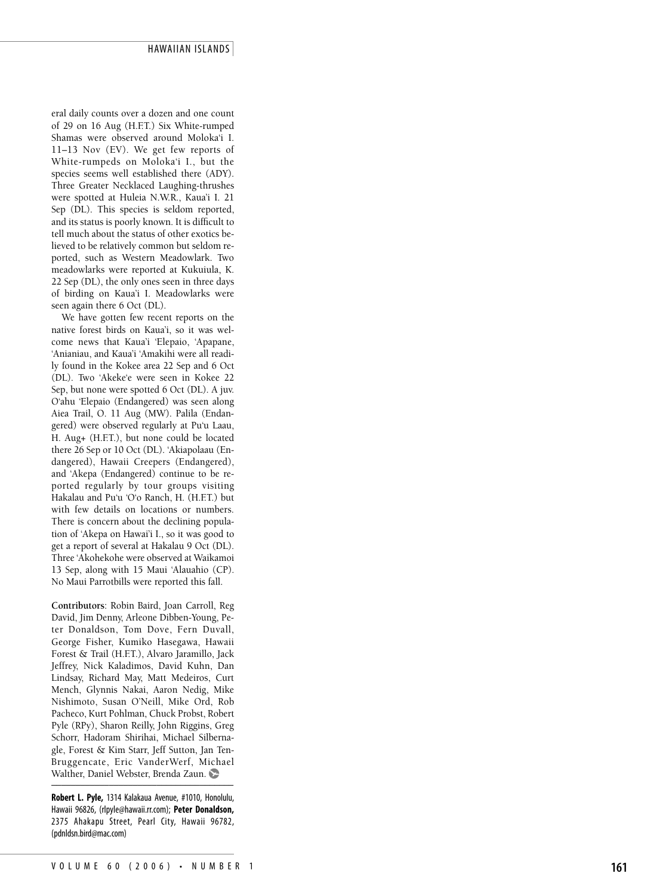eral daily counts over a dozen and one count of 29 on 16 Aug (H.F.T.) Six White-rumped Shamas were observed around Moloka'i I. 11–13 Nov (EV). We get few reports of White-rumpeds on Moloka'i I., but the species seems well established there (ADY). Three Greater Necklaced Laughing-thrushes were spotted at Huleia N.W.R., Kaua'i I. 21 Sep (DL). This species is seldom reported, and its status is poorly known. It is difficult to tell much about the status of other exotics believed to be relatively common but seldom reported, such as Western Meadowlark. Two meadowlarks were reported at Kukuiula, K. 22 Sep (DL), the only ones seen in three days of birding on Kaua'i I. Meadowlarks were seen again there 6 Oct (DL).

We have gotten few recent reports on the native forest birds on Kaua'i, so it was welcome news that Kaua'i 'Elepaio, 'Apapane, 'Anianiau, and Kaua'i 'Amakihi were all readily found in the Kokee area 22 Sep and 6 Oct (DL). Two 'Akeke'e were seen in Kokee 22 Sep, but none were spotted 6 Oct (DL). A juv. O'ahu 'Elepaio (Endangered) was seen along Aiea Trail, O. 11 Aug (MW). Palila (Endangered) were observed regularly at Pu'u Laau, H. Aug+ (H.F.T.), but none could be located there 26 Sep or 10 Oct (DL). 'Akiapolaau (Endangered), Hawaii Creepers (Endangered), and 'Akepa (Endangered) continue to be reported regularly by tour groups visiting Hakalau and Pu'u 'O'o Ranch, H. (H.F.T.) but with few details on locations or numbers. There is concern about the declining population of 'Akepa on Hawai'i I., so it was good to get a report of several at Hakalau 9 Oct (DL). Three 'Akohekohe were observed at Waikamoi 13 Sep, along with 15 Maui 'Alauahio (CP). No Maui Parrotbills were reported this fall.

**Contributors**: Robin Baird, Joan Carroll, Reg David, Jim Denny, Arleone Dibben-Young, Peter Donaldson, Tom Dove, Fern Duvall, George Fisher, Kumiko Hasegawa, Hawaii Forest & Trail (H.F.T.), Alvaro Jaramillo, Jack Jeffrey, Nick Kaladimos, David Kuhn, Dan Lindsay, Richard May, Matt Medeiros, Curt Mench, Glynnis Nakai, Aaron Nedig, Mike Nishimoto, Susan O'Neill, Mike Ord, Rob Pacheco, Kurt Pohlman, Chuck Probst, Robert Pyle (RPy), Sharon Reilly, John Riggins, Greg Schorr, Hadoram Shirihai, Michael Silbernagle, Forest & Kim Starr, Jeff Sutton, Jan TenBruggencate, Eric VanderWerf, Michael Walther, Daniel Webster, Brenda Zaun.

**Robert L. Pyle,** 1314 Kalakaua Avenue, #1010, Honolulu, Hawaii 96826, (rlpyle@hawaii.rr.com); **Peter Donaldson,** 2375 Ahakapu Street, Pearl City, Hawaii 96782, (pdnldsn.bird@mac.com)